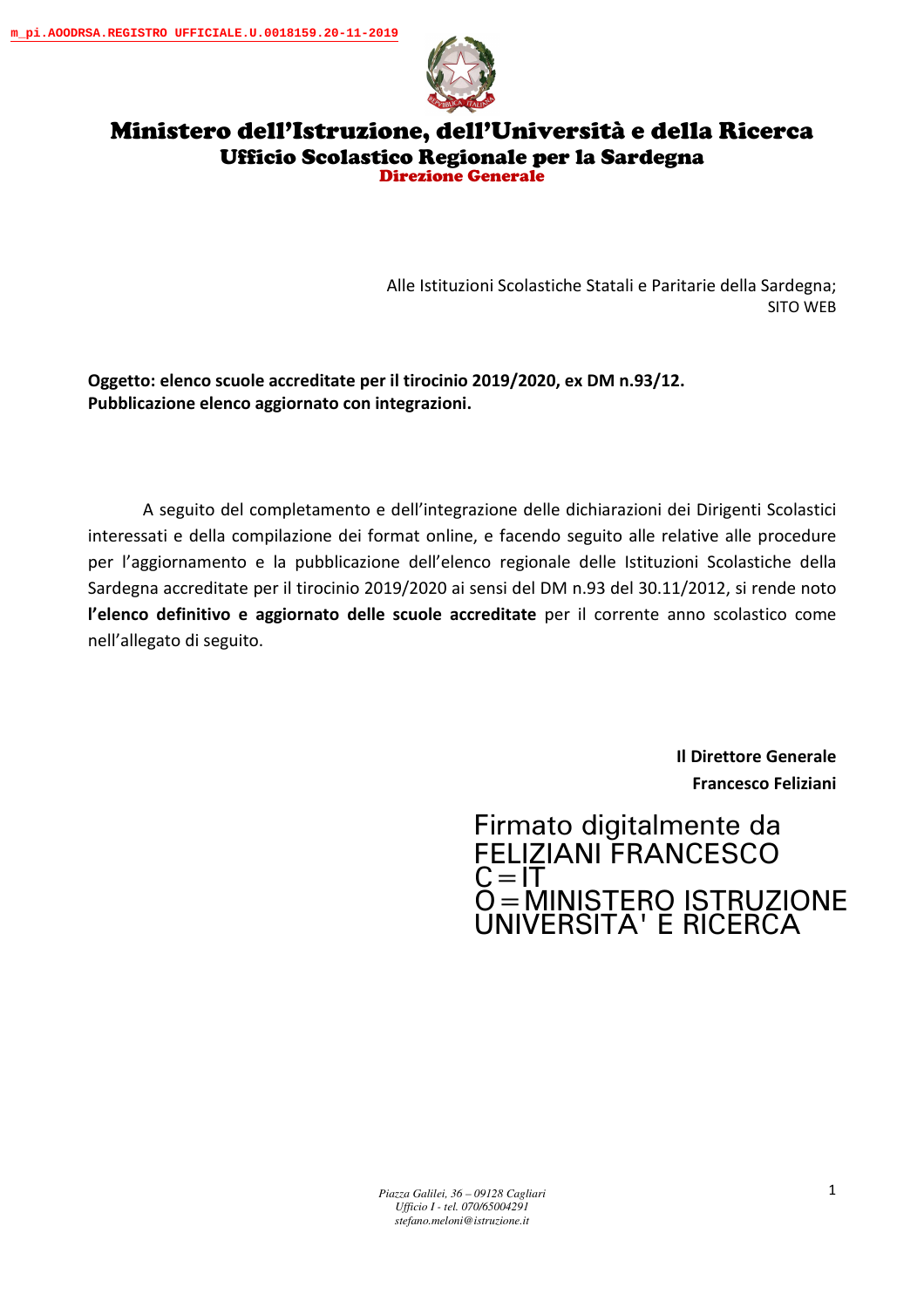m_pi.AOODRSA.REGISTRO UFFICIALE.U.0018159.20-11-2019

# Ministero dell'Istruzione, dell'Università e della Ricerca
## Ufficio Scolastico Regionale per la Sardegna
### Direzione Generale

Alle Istituzioni Scolastiche Statali e Paritarie della Sardegna;
SITO WEB

**Oggetto: elenco scuole accreditate per il tirocinio 2019/2020, ex DM n.93/12. Pubblicazione elenco aggiornato con integrazioni.**

A seguito del completamento e dell'integrazione delle dichiarazioni dei Dirigenti Scolastici interessati e della compilazione dei format online, e facendo seguito alle relative alle procedure per l'aggiornamento e la pubblicazione dell'elenco regionale delle Istituzioni Scolastiche della Sardegna accreditate per il tirocinio 2019/2020 ai sensi del DM n.93 del 30.11/2012, si rende noto **l'elenco definitivo e aggiornato delle scuole accreditate** per il corrente anno scolastico come nell'allegato di seguito.

**Il Direttore Generale**
**Francesco Feliziani**

Firmato digitalmente da
FELIZIANI FRANCESCO
C=IT
O=MINISTERO ISTRUZIONE UNIVERSITA' E RICERCA

*Piazza Galilei, 36 – 09128 Cagliari*
*Ufficio I - tel. 070/65004291*
*stefano.meloni@istruzione.it*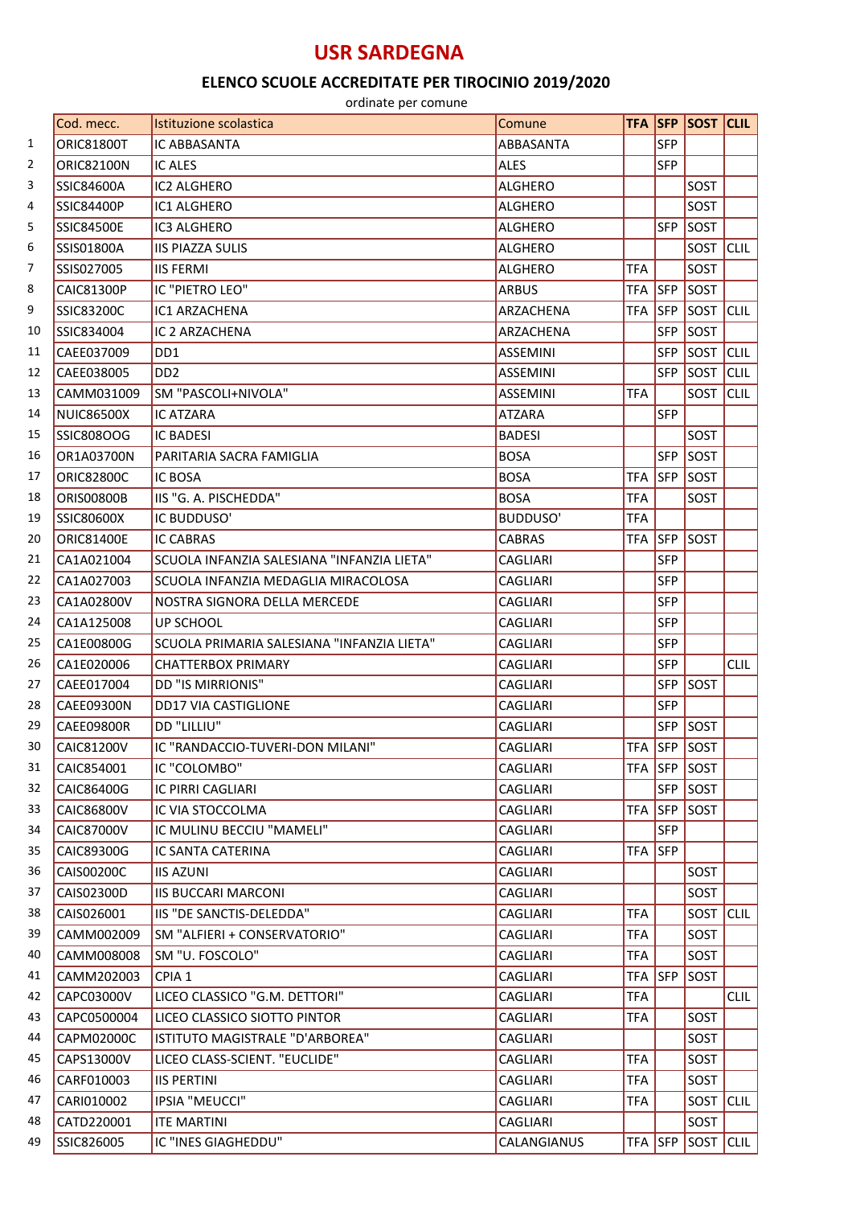# USR SARDEGNA

## ELENCO SCUOLE ACCREDITATE PER TIROCINIO 2019/2020

ordinate per comune

| | Cod. mecc. | Istituzione scolastica | Comune | TFA | SFP | SOST | CLIL |
|---|---|---|---|---|---|---|---|
| 1 | ORIC81800T | IC ABBASANTA | ABBASANTA | | SFP | | |
| 2 | ORIC82100N | IC ALES | ALES | | SFP | | |
| 3 | SSIC84600A | IC2 ALGHERO | ALGHERO | | | SOST | |
| 4 | SSIC84400P | IC1 ALGHERO | ALGHERO | | | SOST | |
| 5 | SSIC84500E | IC3 ALGHERO | ALGHERO | | SFP | SOST | |
| 6 | SSIS01800A | IIS PIAZZA SULIS | ALGHERO | | | SOST | CLIL |
| 7 | SSIS027005 | IIS FERMI | ALGHERO | TFA | | SOST | |
| 8 | CAIC81300P | IC "PIETRO LEO" | ARBUS | TFA | SFP | SOST | |
| 9 | SSIC83200C | IC1 ARZACHENA | ARZACHENA | TFA | SFP | SOST | CLIL |
| 10 | SSIC834004 | IC 2 ARZACHENA | ARZACHENA | | SFP | SOST | |
| 11 | CAEE037009 | DD1 | ASSEMINI | | SFP | SOST | CLIL |
| 12 | CAEE038005 | DD2 | ASSEMINI | | SFP | SOST | CLIL |
| 13 | CAMM031009 | SM "PASCOLI+NIVOLA" | ASSEMINI | TFA | | SOST | CLIL |
| 14 | NUIC86500X | IC ATZARA | ATZARA | | SFP | | |
| 15 | SSIC808OOG | IC BADESI | BADESI | | | SOST | |
| 16 | OR1A03700N | PARITARIA SACRA FAMIGLIA | BOSA | | SFP | SOST | |
| 17 | ORIC82800C | IC BOSA | BOSA | TFA | SFP | SOST | |
| 18 | ORIS00800B | IIS "G. A. PISCHEDDA" | BOSA | TFA | | SOST | |
| 19 | SSIC80600X | IC BUDDUSO' | BUDDUSO' | TFA | | | |
| 20 | ORIC81400E | IC CABRAS | CABRAS | TFA | SFP | SOST | |
| 21 | CA1A021004 | SCUOLA INFANZIA SALESIANA "INFANZIA LIETA" | CAGLIARI | | SFP | | |
| 22 | CA1A027003 | SCUOLA INFANZIA MEDAGLIA MIRACOLOSA | CAGLIARI | | SFP | | |
| 23 | CA1A02800V | NOSTRA SIGNORA DELLA MERCEDE | CAGLIARI | | SFP | | |
| 24 | CA1A125008 | UP SCHOOL | CAGLIARI | | SFP | | |
| 25 | CA1E00800G | SCUOLA PRIMARIA SALESIANA "INFANZIA LIETA" | CAGLIARI | | SFP | | |
| 26 | CA1E020006 | CHATTERBOX PRIMARY | CAGLIARI | | SFP | | CLIL |
| 27 | CAEE017004 | DD "IS MIRRIONIS" | CAGLIARI | | SFP | SOST | |
| 28 | CAEE09300N | DD17 VIA CASTIGLIONE | CAGLIARI | | SFP | | |
| 29 | CAEE09800R | DD "LILLIU" | CAGLIARI | | SFP | SOST | |
| 30 | CAIC81200V | IC "RANDACCIO-TUVERI-DON MILANI" | CAGLIARI | TFA | SFP | SOST | |
| 31 | CAIC854001 | IC "COLOMBO" | CAGLIARI | TFA | SFP | SOST | |
| 32 | CAIC86400G | IC PIRRI CAGLIARI | CAGLIARI | | SFP | SOST | |
| 33 | CAIC86800V | IC VIA STOCCOLMA | CAGLIARI | TFA | SFP | SOST | |
| 34 | CAIC87000V | IC MULINU BECCIU "MAMELI" | CAGLIARI | | SFP | | |
| 35 | CAIC89300G | IC SANTA CATERINA | CAGLIARI | TFA | SFP | | |
| 36 | CAIS00200C | IIS AZUNI | CAGLIARI | | | SOST | |
| 37 | CAIS02300D | IIS BUCCARI MARCONI | CAGLIARI | | | SOST | |
| 38 | CAIS026001 | IIS "DE SANCTIS-DELEDDA" | CAGLIARI | TFA | | SOST | CLIL |
| 39 | CAMM002009 | SM "ALFIERI + CONSERVATORIO" | CAGLIARI | TFA | | SOST | |
| 40 | CAMM008008 | SM "U. FOSCOLO" | CAGLIARI | TFA | | SOST | |
| 41 | CAMM202003 | CPIA 1 | CAGLIARI | TFA | SFP | SOST | |
| 42 | CAPC03000V | LICEO CLASSICO "G.M. DETTORI" | CAGLIARI | TFA | | | CLIL |
| 43 | CAPC0500004 | LICEO CLASSICO SIOTTO PINTOR | CAGLIARI | TFA | | SOST | |
| 44 | CAPM02000C | ISTITUTO MAGISTRALE "D'ARBOREA" | CAGLIARI | | | SOST | |
| 45 | CAPS13000V | LICEO CLASS-SCIENT. "EUCLIDE" | CAGLIARI | TFA | | SOST | |
| 46 | CARF010003 | IIS PERTINI | CAGLIARI | TFA | | SOST | |
| 47 | CARI010002 | IPSIA "MEUCCI" | CAGLIARI | TFA | | SOST | CLIL |
| 48 | CATD220001 | ITE MARTINI | CAGLIARI | | | SOST | |
| 49 | SSIC826005 | IC "INES GIAGHEDDU" | CALANGIANUS | TFA | SFP | SOST | CLIL |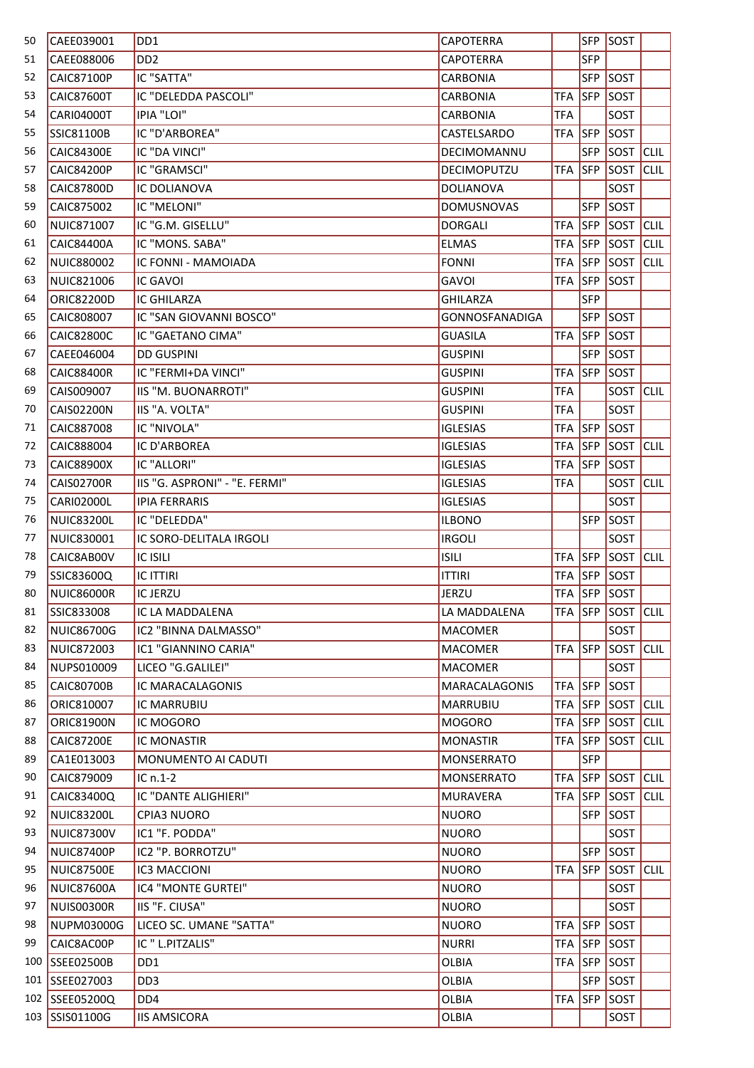| 50 | CAEE039001 | DD1 | CAPOTERRA | | SFP | SOST | |
|---|---|---|---|---|---|---|---|
| 51 | CAEE088006 | DD2 | CAPOTERRA | | SFP | | |
| 52 | CAIC87100P | IC "SATTA" | CARBONIA | | SFP | SOST | |
| 53 | CAIC87600T | IC "DELEDDA PASCOLI" | CARBONIA | TFA | SFP | SOST | |
| 54 | CARI04000T | IPIA "LOI" | CARBONIA | TFA | | SOST | |
| 55 | SSIC81100B | IC "D'ARBOREA" | CASTELSARDO | TFA | SFP | SOST | |
| 56 | CAIC84300E | IC "DA VINCI" | DECIMOMANNU | | SFP | SOST | CLIL |
| 57 | CAIC84200P | IC "GRAMSCI" | DECIMOPUTZU | TFA | SFP | SOST | CLIL |
| 58 | CAIC87800D | IC DOLIANOVA | DOLIANOVA | | | SOST | |
| 59 | CAIC875002 | IC "MELONI" | DOMUSNOVAS | | SFP | SOST | |
| 60 | NUIC871007 | IC "G.M. GISELLU" | DORGALI | TFA | SFP | SOST | CLIL |
| 61 | CAIC84400A | IC "MONS. SABA" | ELMAS | TFA | SFP | SOST | CLIL |
| 62 | NUIC880002 | IC FONNI - MAMOIADA | FONNI | TFA | SFP | SOST | CLIL |
| 63 | NUIC821006 | IC GAVOI | GAVOI | TFA | SFP | SOST | |
| 64 | ORIC82200D | IC GHILARZA | GHILARZA | | SFP | | |
| 65 | CAIC808007 | IC "SAN GIOVANNI BOSCO" | GONNOSFANADIGA | | SFP | SOST | |
| 66 | CAIC82800C | IC "GAETANO CIMA" | GUASILA | TFA | SFP | SOST | |
| 67 | CAEE046004 | DD GUSPINI | GUSPINI | | SFP | SOST | |
| 68 | CAIC88400R | IC "FERMI+DA VINCI" | GUSPINI | TFA | SFP | SOST | |
| 69 | CAIS009007 | IIS "M. BUONARROTI" | GUSPINI | TFA | | SOST | CLIL |
| 70 | CAIS02200N | IIS "A. VOLTA" | GUSPINI | TFA | | SOST | |
| 71 | CAIC887008 | IC "NIVOLA" | IGLESIAS | TFA | SFP | SOST | |
| 72 | CAIC888004 | IC D'ARBOREA | IGLESIAS | TFA | SFP | SOST | CLIL |
| 73 | CAIC88900X | IC "ALLORI" | IGLESIAS | TFA | SFP | SOST | |
| 74 | CAIS02700R | IIS "G. ASPRONI" - "E. FERMI" | IGLESIAS | TFA | | SOST | CLIL |
| 75 | CARI02000L | IPIA FERRARIS | IGLESIAS | | | SOST | |
| 76 | NUIC83200L | IC "DELEDDA" | ILBONO | | SFP | SOST | |
| 77 | NUIC830001 | IC SORO-DELITALA IRGOLI | IRGOLI | | | SOST | |
| 78 | CAIC8AB00V | IC ISILI | ISILI | TFA | SFP | SOST | CLIL |
| 79 | SSIC83600Q | IC ITTIRI | ITTIRI | TFA | SFP | SOST | |
| 80 | NUIC86000R | IC JERZU | JERZU | TFA | SFP | SOST | |
| 81 | SSIC833008 | IC LA MADDALENA | LA MADDALENA | TFA | SFP | SOST | CLIL |
| 82 | NUIC86700G | IC2 "BINNA DALMASSO" | MACOMER | | | SOST | |
| 83 | NUIC872003 | IC1 "GIANNINO CARIA" | MACOMER | TFA | SFP | SOST | CLIL |
| 84 | NUPS010009 | LICEO "G.GALILEI" | MACOMER | | | SOST | |
| 85 | CAIC80700B | IC MARACALAGONIS | MARACALAGONIS | TFA | SFP | SOST | |
| 86 | ORIC810007 | IC MARRUBIU | MARRUBIU | TFA | SFP | SOST | CLIL |
| 87 | ORIC81900N | IC MOGORO | MOGORO | TFA | SFP | SOST | CLIL |
| 88 | CAIC87200E | IC MONASTIR | MONASTIR | TFA | SFP | SOST | CLIL |
| 89 | CA1E013003 | MONUMENTO AI CADUTI | MONSERRATO | | SFP | | |
| 90 | CAIC879009 | IC n.1-2 | MONSERRATO | TFA | SFP | SOST | CLIL |
| 91 | CAIC83400Q | IC "DANTE ALIGHIERI" | MURAVERA | TFA | SFP | SOST | CLIL |
| 92 | NUIC83200L | CPIA3 NUORO | NUORO | | SFP | SOST | |
| 93 | NUIC87300V | IC1 "F. PODDA" | NUORO | | | SOST | |
| 94 | NUIC87400P | IC2 "P. BORROTZU" | NUORO | | SFP | SOST | |
| 95 | NUIC87500E | IC3 MACCIONI | NUORO | TFA | SFP | SOST | CLIL |
| 96 | NUIC87600A | IC4 "MONTE GURTEI" | NUORO | | | SOST | |
| 97 | NUIS00300R | IIS "F. CIUSA" | NUORO | | | SOST | |
| 98 | NUPM03000G | LICEO SC. UMANE "SATTA" | NUORO | TFA | SFP | SOST | |
| 99 | CAIC8AC00P | IC " L.PITZALIS" | NURRI | TFA | SFP | SOST | |
| 100 | SSEE02500B | DD1 | OLBIA | TFA | SFP | SOST | |
| 101 | SSEE027003 | DD3 | OLBIA | | SFP | SOST | |
| 102 | SSEE05200Q | DD4 | OLBIA | TFA | SFP | SOST | |
| 103 | SSIS01100G | IIS AMSICORA | OLBIA | | | SOST | |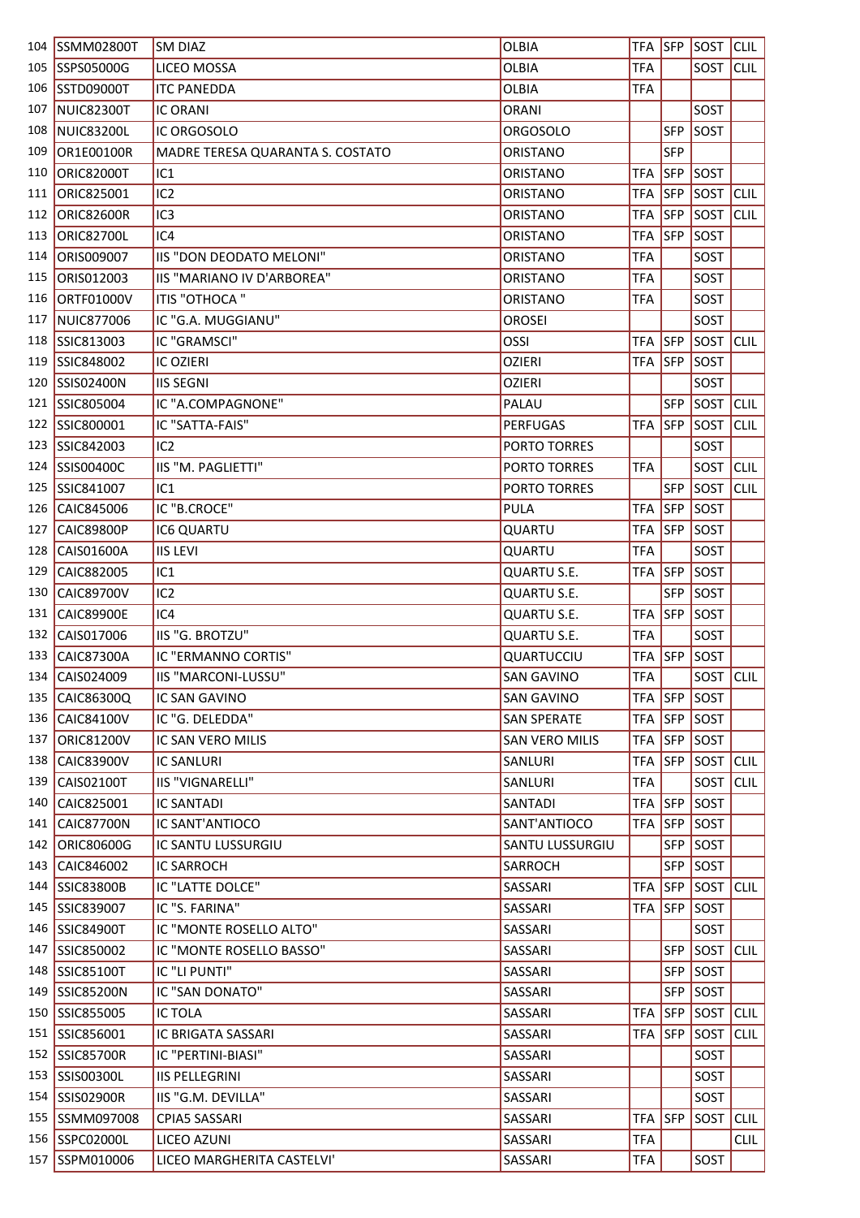| 104 | SSMM02800T | SM DIAZ | OLBIA | TFA | SFP | SOST | CLIL |
|---|---|---|---|---|---|---|---|
| 105 | SSPS05000G | LICEO MOSSA | OLBIA | TFA | | SOST | CLIL |
| 106 | SSTD09000T | ITC PANEDDA | OLBIA | TFA | | | |
| 107 | NUIC82300T | IC ORANI | ORANI | | | SOST | |
| 108 | NUIC83200L | IC ORGOSOLO | ORGOSOLO | | SFP | SOST | |
| 109 | OR1E00100R | MADRE TERESA QUARANTA S. COSTATO | ORISTANO | | SFP | | |
| 110 | ORIC82000T | IC1 | ORISTANO | TFA | SFP | SOST | |
| 111 | ORIC825001 | IC2 | ORISTANO | TFA | SFP | SOST | CLIL |
| 112 | ORIC82600R | IC3 | ORISTANO | TFA | SFP | SOST | CLIL |
| 113 | ORIC82700L | IC4 | ORISTANO | TFA | SFP | SOST | |
| 114 | ORIS009007 | IIS "DON DEODATO MELONI" | ORISTANO | TFA | | SOST | |
| 115 | ORIS012003 | IIS "MARIANO IV D'ARBOREA" | ORISTANO | TFA | | SOST | |
| 116 | ORTF01000V | ITIS "OTHOCA " | ORISTANO | TFA | | SOST | |
| 117 | NUIC877006 | IC "G.A. MUGGIANU" | OROSEI | | | SOST | |
| 118 | SSIC813003 | IC "GRAMSCI" | OSSI | TFA | SFP | SOST | CLIL |
| 119 | SSIC848002 | IC OZIERI | OZIERI | TFA | SFP | SOST | |
| 120 | SSIS02400N | IIS SEGNI | OZIERI | | | SOST | |
| 121 | SSIC805004 | IC "A.COMPAGNONE" | PALAU | | SFP | SOST | CLIL |
| 122 | SSIC800001 | IC "SATTA-FAIS" | PERFUGAS | TFA | SFP | SOST | CLIL |
| 123 | SSIC842003 | IC2 | PORTO TORRES | | | SOST | |
| 124 | SSIS00400C | IIS "M. PAGLIETTI" | PORTO TORRES | TFA | | SOST | CLIL |
| 125 | SSIC841007 | IC1 | PORTO TORRES | | SFP | SOST | CLIL |
| 126 | CAIC845006 | IC "B.CROCE" | PULA | TFA | SFP | SOST | |
| 127 | CAIC89800P | IC6 QUARTU | QUARTU | TFA | SFP | SOST | |
| 128 | CAIS01600A | IIS LEVI | QUARTU | TFA | | SOST | |
| 129 | CAIC882005 | IC1 | QUARTU S.E. | TFA | SFP | SOST | |
| 130 | CAIC89700V | IC2 | QUARTU S.E. | | SFP | SOST | |
| 131 | CAIC89900E | IC4 | QUARTU S.E. | TFA | SFP | SOST | |
| 132 | CAIS017006 | IIS "G. BROTZU" | QUARTU S.E. | TFA | | SOST | |
| 133 | CAIC87300A | IC "ERMANNO CORTIS" | QUARTUCCIU | TFA | SFP | SOST | |
| 134 | CAIS024009 | IIS "MARCONI-LUSSU" | SAN GAVINO | TFA | | SOST | CLIL |
| 135 | CAIC86300Q | IC SAN GAVINO | SAN GAVINO | TFA | SFP | SOST | |
| 136 | CAIC84100V | IC "G. DELEDDA" | SAN SPERATE | TFA | SFP | SOST | |
| 137 | ORIC81200V | IC SAN VERO MILIS | SAN VERO MILIS | TFA | SFP | SOST | |
| 138 | CAIC83900V | IC SANLURI | SANLURI | TFA | SFP | SOST | CLIL |
| 139 | CAIS02100T | IIS "VIGNARELLI" | SANLURI | TFA | | SOST | CLIL |
| 140 | CAIC825001 | IC SANTADI | SANTADI | TFA | SFP | SOST | |
| 141 | CAIC87700N | IC SANT'ANTIOCO | SANT'ANTIOCO | TFA | SFP | SOST | |
| 142 | ORIC80600G | IC SANTU LUSSURGIU | SANTU LUSSURGIU | | SFP | SOST | |
| 143 | CAIC846002 | IC SARROCH | SARROCH | | SFP | SOST | |
| 144 | SSIC83800B | IC "LATTE DOLCE" | SASSARI | TFA | SFP | SOST | CLIL |
| 145 | SSIC839007 | IC "S. FARINA" | SASSARI | TFA | SFP | SOST | |
| 146 | SSIC84900T | IC "MONTE ROSELLO ALTO" | SASSARI | | | SOST | |
| 147 | SSIC850002 | IC "MONTE ROSELLO BASSO" | SASSARI | | SFP | SOST | CLIL |
| 148 | SSIC85100T | IC "LI PUNTI" | SASSARI | | SFP | SOST | |
| 149 | SSIC85200N | IC "SAN DONATO" | SASSARI | | SFP | SOST | |
| 150 | SSIC855005 | IC TOLA | SASSARI | TFA | SFP | SOST | CLIL |
| 151 | SSIC856001 | IC BRIGATA SASSARI | SASSARI | TFA | SFP | SOST | CLIL |
| 152 | SSIC85700R | IC "PERTINI-BIASI" | SASSARI | | | SOST | |
| 153 | SSIS00300L | IIS PELLEGRINI | SASSARI | | | SOST | |
| 154 | SSIS02900R | IIS "G.M. DEVILLA" | SASSARI | | | SOST | |
| 155 | SSMM097008 | CPIA5 SASSARI | SASSARI | TFA | SFP | SOST | CLIL |
| 156 | SSPC02000L | LICEO AZUNI | SASSARI | TFA | | | CLIL |
| 157 | SSPM010006 | LICEO MARGHERITA CASTELVI' | SASSARI | TFA | | SOST | |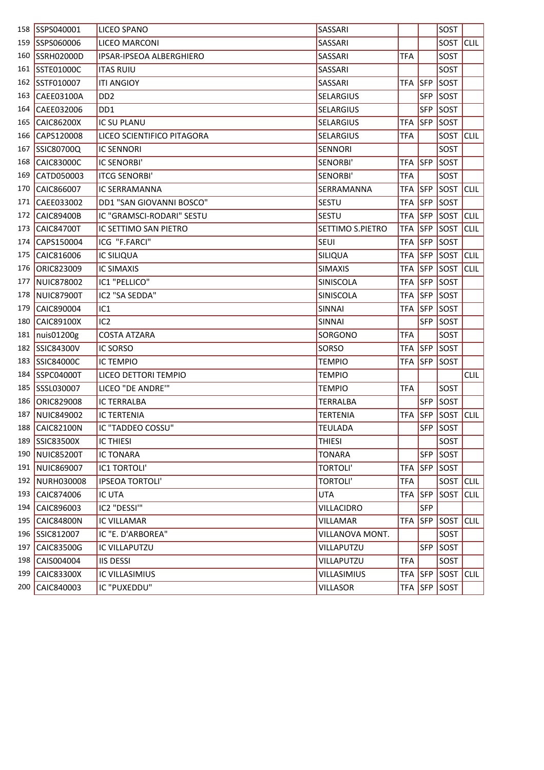| | | | | | | | |
|---|---|---|---|---|---|---|---|
| 158 | SSPS040001 | LICEO SPANO | SASSARI | | | SOST | |
| 159 | SSPS060006 | LICEO MARCONI | SASSARI | | | SOST | CLIL |
| 160 | SSRH02000D | IPSAR-IPSEOA ALBERGHIERO | SASSARI | TFA | | SOST | |
| 161 | SSTE01000C | ITAS RUIU | SASSARI | | | SOST | |
| 162 | SSTF010007 | ITI ANGIOY | SASSARI | TFA | SFP | SOST | |
| 163 | CAEE03100A | DD2 | SELARGIUS | | SFP | SOST | |
| 164 | CAEE032006 | DD1 | SELARGIUS | | SFP | SOST | |
| 165 | CAIC86200X | IC SU PLANU | SELARGIUS | TFA | SFP | SOST | |
| 166 | CAPS120008 | LICEO SCIENTIFICO PITAGORA | SELARGIUS | TFA | | SOST | CLIL |
| 167 | SSIC80700Q | IC SENNORI | SENNORI | | | SOST | |
| 168 | CAIC83000C | IC SENORBI' | SENORBI' | TFA | SFP | SOST | |
| 169 | CATD050003 | ITCG SENORBI' | SENORBI' | TFA | | SOST | |
| 170 | CAIC866007 | IC SERRAMANNA | SERRAMANNA | TFA | SFP | SOST | CLIL |
| 171 | CAEE033002 | DD1 "SAN GIOVANNI BOSCO" | SESTU | TFA | SFP | SOST | |
| 172 | CAIC89400B | IC "GRAMSCI-RODARI" SESTU | SESTU | TFA | SFP | SOST | CLIL |
| 173 | CAIC84700T | IC SETTIMO SAN PIETRO | SETTIMO S.PIETRO | TFA | SFP | SOST | CLIL |
| 174 | CAPS150004 | ICG "F.FARCI" | SEUI | TFA | SFP | SOST | |
| 175 | CAIC816006 | IC SILIQUA | SILIQUA | TFA | SFP | SOST | CLIL |
| 176 | ORIC823009 | IC SIMAXIS | SIMAXIS | TFA | SFP | SOST | CLIL |
| 177 | NUIC878002 | IC1 "PELLICO" | SINISCOLA | TFA | SFP | SOST | |
| 178 | NUIC87900T | IC2 "SA SEDDA" | SINISCOLA | TFA | SFP | SOST | |
| 179 | CAIC890004 | IC1 | SINNAI | TFA | SFP | SOST | |
| 180 | CAIC89100X | IC2 | SINNAI | | SFP | SOST | |
| 181 | nuis01200g | COSTA ATZARA | SORGONO | TFA | | SOST | |
| 182 | SSIC84300V | IC SORSO | SORSO | TFA | SFP | SOST | |
| 183 | SSIC84000C | IC TEMPIO | TEMPIO | TFA | SFP | SOST | |
| 184 | SSPC04000T | LICEO DETTORI TEMPIO | TEMPIO | | | | CLIL |
| 185 | SSSL030007 | LICEO "DE ANDRE'" | TEMPIO | TFA | | SOST | |
| 186 | ORIC829008 | IC TERRALBA | TERRALBA | | SFP | SOST | |
| 187 | NUIC849002 | IC TERTENIA | TERTENIA | TFA | SFP | SOST | CLIL |
| 188 | CAIC82100N | IC "TADDEO COSSU" | TEULADA | | SFP | SOST | |
| 189 | SSIC83500X | IC THIESI | THIESI | | | SOST | |
| 190 | NUIC85200T | IC TONARA | TONARA | | SFP | SOST | |
| 191 | NUIC869007 | IC1 TORTOLI' | TORTOLI' | TFA | SFP | SOST | |
| 192 | NURH030008 | IPSEOA TORTOLI' | TORTOLI' | TFA | | SOST | CLIL |
| 193 | CAIC874006 | IC UTA | UTA | TFA | SFP | SOST | CLIL |
| 194 | CAIC896003 | IC2 "DESSI'" | VILLACIDRO | | SFP | | |
| 195 | CAIC84800N | IC VILLAMAR | VILLAMAR | TFA | SFP | SOST | CLIL |
| 196 | SSIC812007 | IC "E. D'ARBOREA" | VILLANOVA MONT. | | | SOST | |
| 197 | CAIC83500G | IC VILLAPUTZU | VILLAPUTZU | | SFP | SOST | |
| 198 | CAIS004004 | IIS DESSI | VILLAPUTZU | TFA | | SOST | |
| 199 | CAIC83300X | IC VILLASIMIUS | VILLASIMIUS | TFA | SFP | SOST | CLIL |
| 200 | CAIC840003 | IC "PUXEDDU" | VILLASOR | TFA | SFP | SOST | |